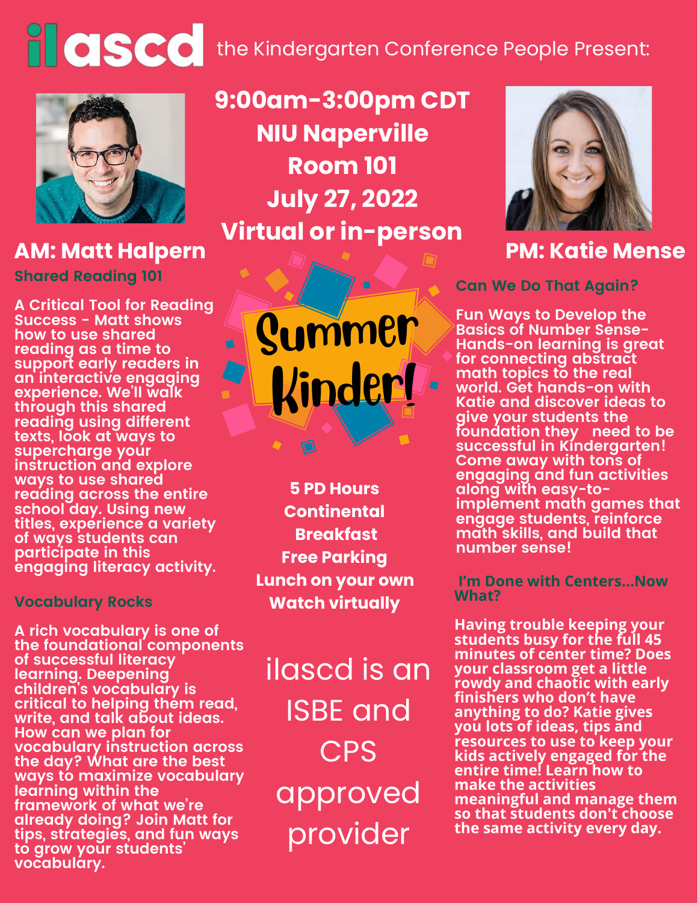# ilascd the Kindergarten Conference People Present:

**9:00am-3:00pm CDT**
**NIU Naperville**
**Room 101**
**July 27, 2022**
**Virtual or in-person**

## Summer Kinder!

## AM: Matt Halpern

### Shared Reading 101

**A Critical Tool for Reading Success - Matt shows how to use shared reading as a time to support early readers in an interactive engaging experience. We'll walk through this shared reading using different texts, look at ways to supercharge your instruction and explore ways to use shared reading across the entire school day. Using new titles, experience a variety of ways students can participate in this engaging literacy activity.**

### Vocabulary Rocks

**A rich vocabulary is one of the foundational components of successful literacy learning. Deepening children's vocabulary is critical to helping them read, write, and talk about ideas. How can we plan for vocabulary instruction across the day? What are the best ways to maximize vocabulary learning within the framework of what we're already doing? Join Matt for tips, strategies, and fun ways to grow your students' vocabulary.**

**5 PD Hours**
**Continental Breakfast**
**Free Parking**
**Lunch on your own**
**Watch virtually**

ilascd is an ISBE and CPS approved provider

## PM: Katie Mense

### Can We Do That Again?

**Fun Ways to Develop the Basics of Number Sense- Hands-on learning is great for connecting abstract math topics to the real world. Get hands-on with Katie and discover ideas to give your students the foundation they need to be successful in Kindergarten! Come away with tons of engaging and fun activities along with easy-to-implement math games that engage students, reinforce math skills, and build that number sense!**

### I'm Done with Centers...Now What?

**Having trouble keeping your students busy for the full 45 minutes of center time? Does your classroom get a little rowdy and chaotic with early finishers who don't have anything to do? Katie gives you lots of ideas, tips and resources to use to keep your kids actively engaged for the entire time! Learn how to make the activities meaningful and manage them so that students don't choose the same activity every day.**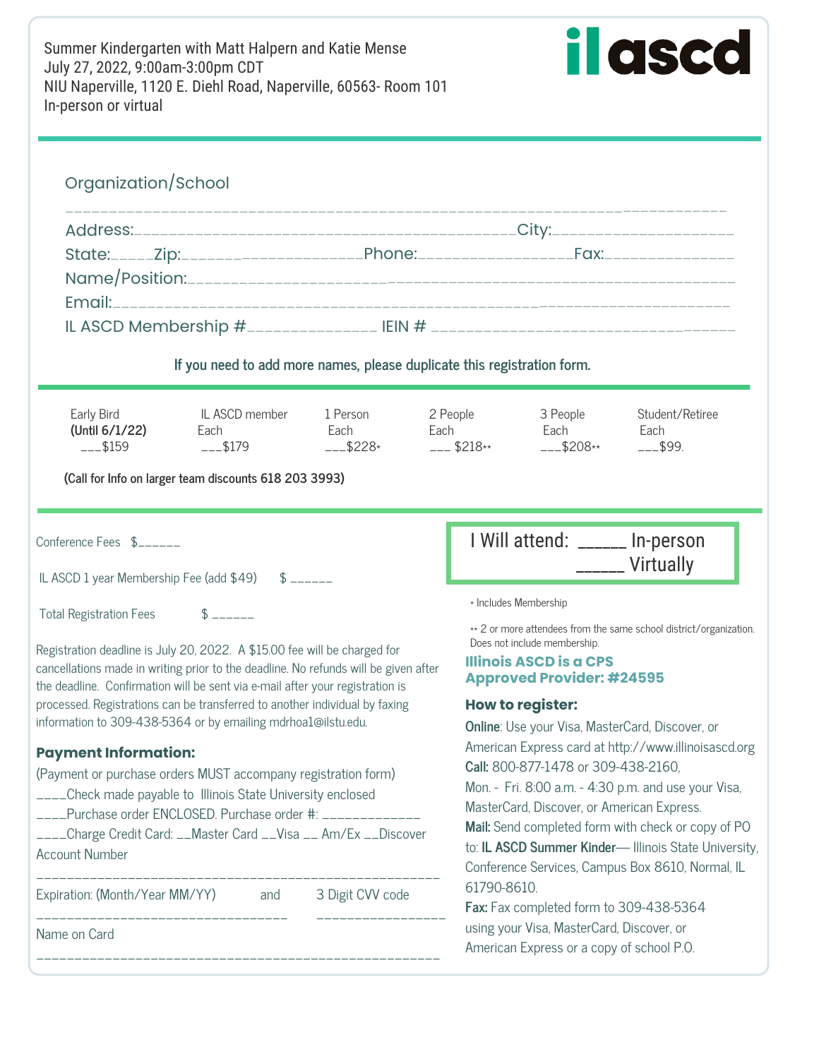Summer Kindergarten with Matt Halpern and Katie Mense
July 27, 2022, 9:00am-3:00pm CDT
NIU Naperville, 1120 E. Diehl Road, Naperville, 60563- Room 101
In-person or virtual

il ascd

Organization/School

______________________________________________________________________

Address:____________________________________________City:____________________

State:_____Zip:______________________Phone:________________Fax:______________

Name/Position:____________________________________________________________

Email:____________________________________________________________________

IL ASCD Membership #______________ IEIN # _________________________________

**If you need to add more names, please duplicate this registration form.**

| Early Bird **(Until 6/1/22)** | IL ASCD member Each | 1 Person Each | 2 People Each | 3 People Each | Student/Retiree Each |
|---|---|---|---|---|---|
| ___$159 | ___$179 | ___$228* | ___ $218** | ___$208** | ___$99. |

**(Call for Info on larger team discounts 618 203 3993)**

Conference Fees $______

IL ASCD 1 year Membership Fee (add $49) $ ______

Total Registration Fees $ ______

Registration deadline is July 20, 2022. A $15.00 fee will be charged for cancellations made in writing prior to the deadline. No refunds will be given after the deadline. Confirmation will be sent via e-mail after your registration is processed. Registrations can be transferred to another individual by faxing information to 309-438-5364 or by emailing mdrhoa1@ilstu.edu.

**Payment Information:**

(Payment or purchase orders MUST accompany registration form)

____Check made payable to Illinois State University enclosed

____Purchase order ENCLOSED. Purchase order #: ____________

____Charge Credit Card: __Master Card __Visa __ Am/Ex __Discover

Account Number

______________________________________________________

Expiration: (Month/Year MM/YY) and 3 Digit CVV code

_______________________________ _______________

Name on Card

______________________________________________________

I Will attend: _____ In-person
_____ Virtually

* Includes Membership

** 2 or more attendees from the same school district/organization. Does not include membership.

**Illinois ASCD is a CPS Approved Provider: #24595**

**How to register:**

**Online**: Use your Visa, MasterCard, Discover, or American Express card at http://www.illinoisascd.org

**Call:** 800-877-1478 or 309-438-2160, Mon. - Fri. 8:00 a.m. - 4:30 p.m. and use your Visa, MasterCard, Discover, or American Express.

**Mail:** Send completed form with check or copy of PO to: **IL ASCD Summer Kinder**— Illinois State University, Conference Services, Campus Box 8610, Normal, IL 61790-8610.

**Fax:** Fax completed form to 309-438-5364 using your Visa, MasterCard, Discover, or American Express or a copy of school P.O.